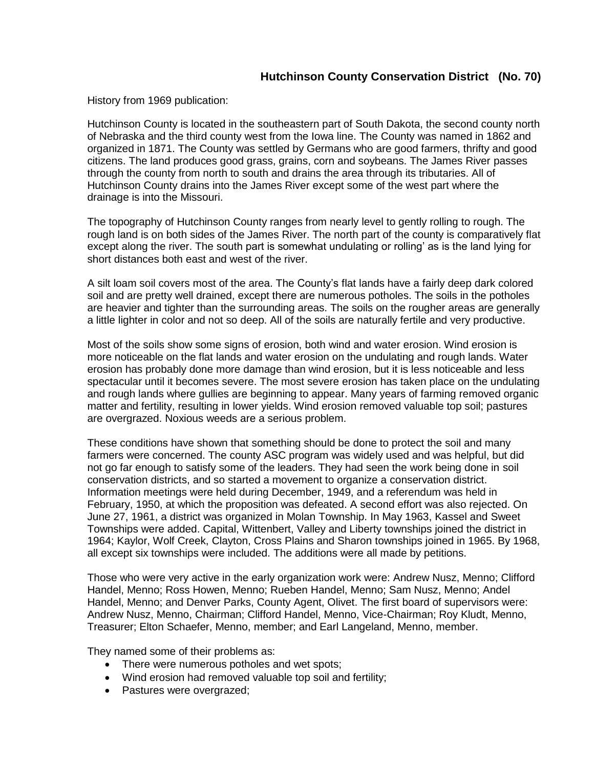## Hutchinson County Conservation District (No. 70)

History from 1969 publication:

Hutchinson County is located in the southeastern part of South Dakota, the second county north of Nebraska and the third county west from the Iowa line. The County was named in 1862 and organized in 1871. The County was settled by Germans who are good farmers, thrifty and good citizens. The land produces good grass, grains, corn and soybeans. The James River passes through the county from north to south and drains the area through its tributaries. All of Hutchinson County drains into the James River except some of the west part where the drainage is into the Missouri.

The topography of Hutchinson County ranges from nearly level to gently rolling to rough. The rough land is on both sides of the James River. The north part of the county is comparatively flat except along the river. The south part is somewhat undulating or rolling' as is the land lying for short distances both east and west of the river.

A silt loam soil covers most of the area. The County's flat lands have a fairly deep dark colored soil and are pretty well drained, except there are numerous potholes. The soils in the potholes are heavier and tighter than the surrounding areas. The soils on the rougher areas are generally a little lighter in color and not so deep. All of the soils are naturally fertile and very productive.

Most of the soils show some signs of erosion, both wind and water erosion. Wind erosion is more noticeable on the flat lands and water erosion on the undulating and rough lands. Water erosion has probably done more damage than wind erosion, but it is less noticeable and less spectacular until it becomes severe. The most severe erosion has taken place on the undulating and rough lands where gullies are beginning to appear. Many years of farming removed organic matter and fertility, resulting in lower yields. Wind erosion removed valuable top soil; pastures are overgrazed. Noxious weeds are a serious problem.

These conditions have shown that something should be done to protect the soil and many farmers were concerned. The county ASC program was widely used and was helpful, but did not go far enough to satisfy some of the leaders. They had seen the work being done in soil conservation districts, and so started a movement to organize a conservation district. Information meetings were held during December, 1949, and a referendum was held in February, 1950, at which the proposition was defeated. A second effort was also rejected. On June 27, 1961, a district was organized in Molan Township. In May 1963, Kassel and Sweet Townships were added. Capital, Wittenbert, Valley and Liberty townships joined the district in 1964; Kaylor, Wolf Creek, Clayton, Cross Plains and Sharon townships joined in 1965. By 1968, all except six townships were included. The additions were all made by petitions.

Those who were very active in the early organization work were: Andrew Nusz, Menno; Clifford Handel, Menno; Ross Howen, Menno; Rueben Handel, Menno; Sam Nusz, Menno; Andel Handel, Menno; and Denver Parks, County Agent, Olivet. The first board of supervisors were: Andrew Nusz, Menno, Chairman; Clifford Handel, Menno, Vice-Chairman; Roy Kludt, Menno, Treasurer; Elton Schaefer, Menno, member; and Earl Langeland, Menno, member.

They named some of their problems as:

- There were numerous potholes and wet spots;
- Wind erosion had removed valuable top soil and fertility;
- Pastures were overgrazed;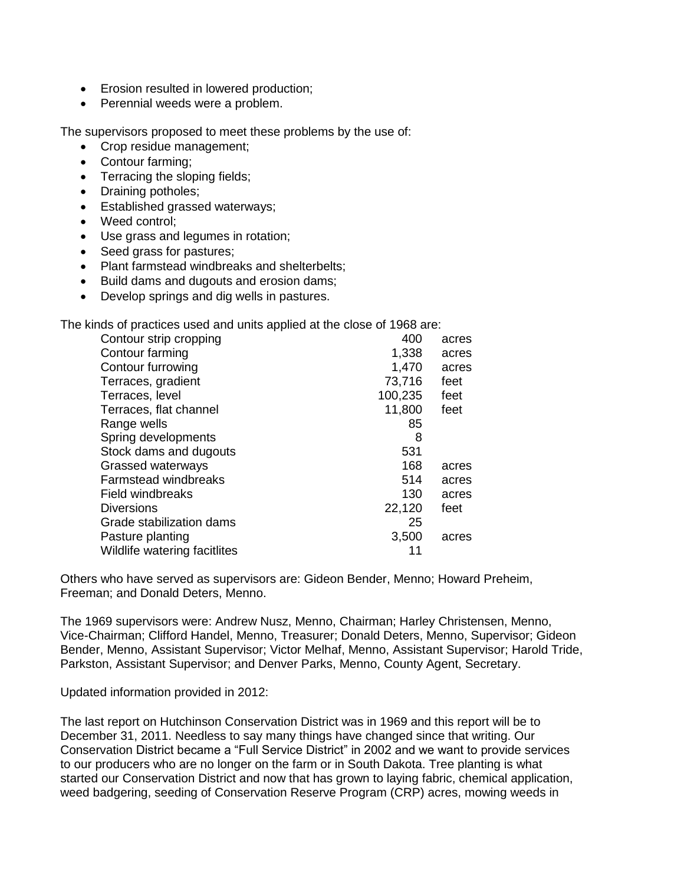- Erosion resulted in lowered production;
- Perennial weeds were a problem.

The supervisors proposed to meet these problems by the use of:

- Crop residue management;
- Contour farming;
- Terracing the sloping fields;
- Draining potholes;
- Established grassed waterways;
- Weed control;
- Use grass and legumes in rotation;
- Seed grass for pastures;
- Plant farmstead windbreaks and shelterbelts;
- Build dams and dugouts and erosion dams;
- Develop springs and dig wells in pastures.

The kinds of practices used and units applied at the close of 1968 are:

| Practice | Units | |
|---|---|---|
| Contour strip cropping | 400 | acres |
| Contour farming | 1,338 | acres |
| Contour furrowing | 1,470 | acres |
| Terraces, gradient | 73,716 | feet |
| Terraces, level | 100,235 | feet |
| Terraces, flat channel | 11,800 | feet |
| Range wells | 85 | |
| Spring developments | 8 | |
| Stock dams and dugouts | 531 | |
| Grassed waterways | 168 | acres |
| Farmstead windbreaks | 514 | acres |
| Field windbreaks | 130 | acres |
| Diversions | 22,120 | feet |
| Grade stabilization dams | 25 | |
| Pasture planting | 3,500 | acres |
| Wildlife watering facitlites | 11 | |

Others who have served as supervisors are: Gideon Bender, Menno; Howard Preheim, Freeman; and Donald Deters, Menno.

The 1969 supervisors were: Andrew Nusz, Menno, Chairman; Harley Christensen, Menno, Vice-Chairman; Clifford Handel, Menno, Treasurer; Donald Deters, Menno, Supervisor; Gideon Bender, Menno, Assistant Supervisor; Victor Melhaf, Menno, Assistant Supervisor; Harold Tride, Parkston, Assistant Supervisor; and Denver Parks, Menno, County Agent, Secretary.

Updated information provided in 2012:

The last report on Hutchinson Conservation District was in 1969 and this report will be to December 31, 2011. Needless to say many things have changed since that writing. Our Conservation District became a "Full Service District" in 2002 and we want to provide services to our producers who are no longer on the farm or in South Dakota. Tree planting is what started our Conservation District and now that has grown to laying fabric, chemical application, weed badgering, seeding of Conservation Reserve Program (CRP) acres, mowing weeds in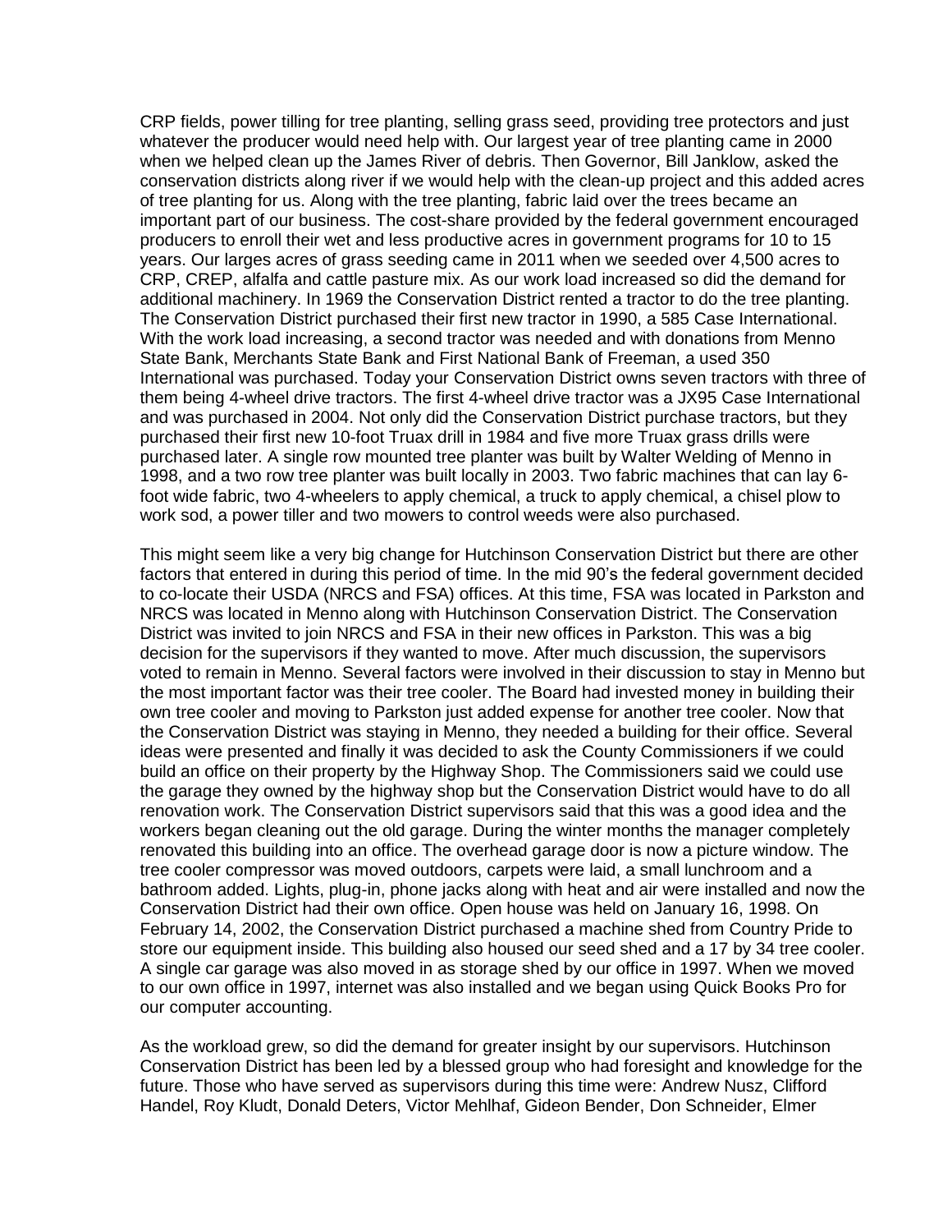CRP fields, power tilling for tree planting, selling grass seed, providing tree protectors and just whatever the producer would need help with. Our largest year of tree planting came in 2000 when we helped clean up the James River of debris. Then Governor, Bill Janklow, asked the conservation districts along river if we would help with the clean-up project and this added acres of tree planting for us. Along with the tree planting, fabric laid over the trees became an important part of our business. The cost-share provided by the federal government encouraged producers to enroll their wet and less productive acres in government programs for 10 to 15 years. Our larges acres of grass seeding came in 2011 when we seeded over 4,500 acres to CRP, CREP, alfalfa and cattle pasture mix. As our work load increased so did the demand for additional machinery. In 1969 the Conservation District rented a tractor to do the tree planting. The Conservation District purchased their first new tractor in 1990, a 585 Case International. With the work load increasing, a second tractor was needed and with donations from Menno State Bank, Merchants State Bank and First National Bank of Freeman, a used 350 International was purchased. Today your Conservation District owns seven tractors with three of them being 4-wheel drive tractors. The first 4-wheel drive tractor was a JX95 Case International and was purchased in 2004. Not only did the Conservation District purchase tractors, but they purchased their first new 10-foot Truax drill in 1984 and five more Truax grass drills were purchased later. A single row mounted tree planter was built by Walter Welding of Menno in 1998, and a two row tree planter was built locally in 2003. Two fabric machines that can lay 6-foot wide fabric, two 4-wheelers to apply chemical, a truck to apply chemical, a chisel plow to work sod, a power tiller and two mowers to control weeds were also purchased.

This might seem like a very big change for Hutchinson Conservation District but there are other factors that entered in during this period of time. In the mid 90's the federal government decided to co-locate their USDA (NRCS and FSA) offices. At this time, FSA was located in Parkston and NRCS was located in Menno along with Hutchinson Conservation District. The Conservation District was invited to join NRCS and FSA in their new offices in Parkston. This was a big decision for the supervisors if they wanted to move. After much discussion, the supervisors voted to remain in Menno. Several factors were involved in their discussion to stay in Menno but the most important factor was their tree cooler. The Board had invested money in building their own tree cooler and moving to Parkston just added expense for another tree cooler. Now that the Conservation District was staying in Menno, they needed a building for their office. Several ideas were presented and finally it was decided to ask the County Commissioners if we could build an office on their property by the Highway Shop. The Commissioners said we could use the garage they owned by the highway shop but the Conservation District would have to do all renovation work. The Conservation District supervisors said that this was a good idea and the workers began cleaning out the old garage. During the winter months the manager completely renovated this building into an office. The overhead garage door is now a picture window. The tree cooler compressor was moved outdoors, carpets were laid, a small lunchroom and a bathroom added. Lights, plug-in, phone jacks along with heat and air were installed and now the Conservation District had their own office. Open house was held on January 16, 1998. On February 14, 2002, the Conservation District purchased a machine shed from Country Pride to store our equipment inside. This building also housed our seed shed and a 17 by 34 tree cooler. A single car garage was also moved in as storage shed by our office in 1997. When we moved to our own office in 1997, internet was also installed and we began using Quick Books Pro for our computer accounting.

As the workload grew, so did the demand for greater insight by our supervisors. Hutchinson Conservation District has been led by a blessed group who had foresight and knowledge for the future. Those who have served as supervisors during this time were: Andrew Nusz, Clifford Handel, Roy Kludt, Donald Deters, Victor Mehlhaf, Gideon Bender, Don Schneider, Elmer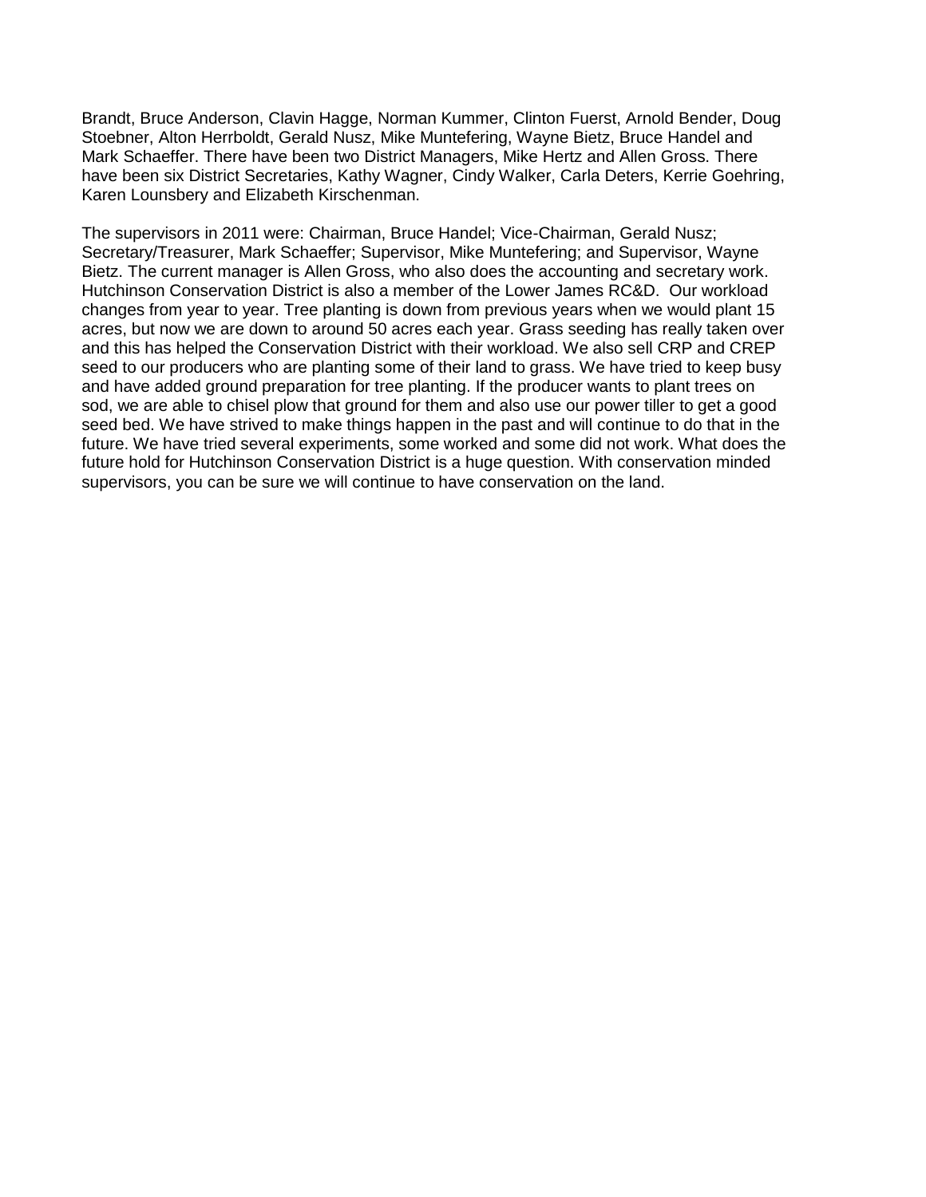Brandt, Bruce Anderson, Clavin Hagge, Norman Kummer, Clinton Fuerst, Arnold Bender, Doug Stoebner, Alton Herrboldt, Gerald Nusz, Mike Muntefering, Wayne Bietz, Bruce Handel and Mark Schaeffer. There have been two District Managers, Mike Hertz and Allen Gross. There have been six District Secretaries, Kathy Wagner, Cindy Walker, Carla Deters, Kerrie Goehring, Karen Lounsbery and Elizabeth Kirschenman.

The supervisors in 2011 were: Chairman, Bruce Handel; Vice-Chairman, Gerald Nusz; Secretary/Treasurer, Mark Schaeffer; Supervisor, Mike Muntefering; and Supervisor, Wayne Bietz. The current manager is Allen Gross, who also does the accounting and secretary work. Hutchinson Conservation District is also a member of the Lower James RC&D. Our workload changes from year to year. Tree planting is down from previous years when we would plant 15 acres, but now we are down to around 50 acres each year. Grass seeding has really taken over and this has helped the Conservation District with their workload. We also sell CRP and CREP seed to our producers who are planting some of their land to grass. We have tried to keep busy and have added ground preparation for tree planting. If the producer wants to plant trees on sod, we are able to chisel plow that ground for them and also use our power tiller to get a good seed bed. We have strived to make things happen in the past and will continue to do that in the future. We have tried several experiments, some worked and some did not work. What does the future hold for Hutchinson Conservation District is a huge question. With conservation minded supervisors, you can be sure we will continue to have conservation on the land.